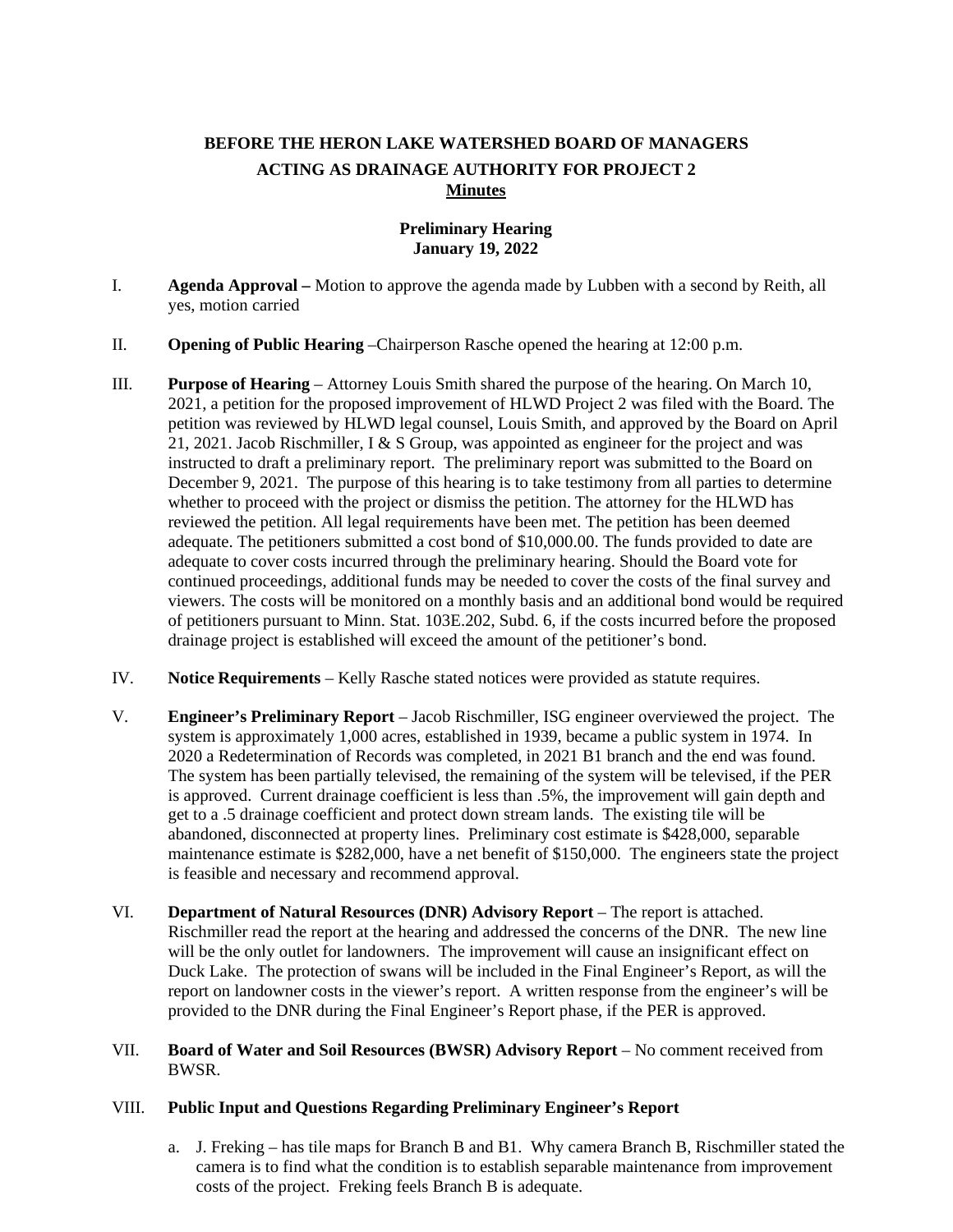**BEFORE THE HERON LAKE WATERSHED BOARD OF MANAGERS**
**ACTING AS DRAINAGE AUTHORITY FOR PROJECT 2**
**Minutes**

**Preliminary Hearing**
**January 19, 2022**

I. **Agenda Approval –** Motion to approve the agenda made by Lubben with a second by Reith, all yes, motion carried

II. **Opening of Public Hearing** –Chairperson Rasche opened the hearing at 12:00 p.m.

III. **Purpose of Hearing** – Attorney Louis Smith shared the purpose of the hearing. On March 10, 2021, a petition for the proposed improvement of HLWD Project 2 was filed with the Board. The petition was reviewed by HLWD legal counsel, Louis Smith, and approved by the Board on April 21, 2021. Jacob Rischmiller, I & S Group, was appointed as engineer for the project and was instructed to draft a preliminary report. The preliminary report was submitted to the Board on December 9, 2021. The purpose of this hearing is to take testimony from all parties to determine whether to proceed with the project or dismiss the petition. The attorney for the HLWD has reviewed the petition. All legal requirements have been met. The petition has been deemed adequate. The petitioners submitted a cost bond of $10,000.00. The funds provided to date are adequate to cover costs incurred through the preliminary hearing. Should the Board vote for continued proceedings, additional funds may be needed to cover the costs of the final survey and viewers. The costs will be monitored on a monthly basis and an additional bond would be required of petitioners pursuant to Minn. Stat. 103E.202, Subd. 6, if the costs incurred before the proposed drainage project is established will exceed the amount of the petitioner's bond.

IV. **Notice Requirements** – Kelly Rasche stated notices were provided as statute requires.

V. **Engineer's Preliminary Report** – Jacob Rischmiller, ISG engineer overviewed the project. The system is approximately 1,000 acres, established in 1939, became a public system in 1974. In 2020 a Redetermination of Records was completed, in 2021 B1 branch and the end was found. The system has been partially televised, the remaining of the system will be televised, if the PER is approved. Current drainage coefficient is less than .5%, the improvement will gain depth and get to a .5 drainage coefficient and protect down stream lands. The existing tile will be abandoned, disconnected at property lines. Preliminary cost estimate is $428,000, separable maintenance estimate is $282,000, have a net benefit of $150,000. The engineers state the project is feasible and necessary and recommend approval.

VI. **Department of Natural Resources (DNR) Advisory Report** – The report is attached. Rischmiller read the report at the hearing and addressed the concerns of the DNR. The new line will be the only outlet for landowners. The improvement will cause an insignificant effect on Duck Lake. The protection of swans will be included in the Final Engineer's Report, as will the report on landowner costs in the viewer's report. A written response from the engineer's will be provided to the DNR during the Final Engineer's Report phase, if the PER is approved.

VII. **Board of Water and Soil Resources (BWSR) Advisory Report** – No comment received from BWSR.

VIII. **Public Input and Questions Regarding Preliminary Engineer's Report**

a. J. Freking – has tile maps for Branch B and B1. Why camera Branch B, Rischmiller stated the camera is to find what the condition is to establish separable maintenance from improvement costs of the project. Freking feels Branch B is adequate.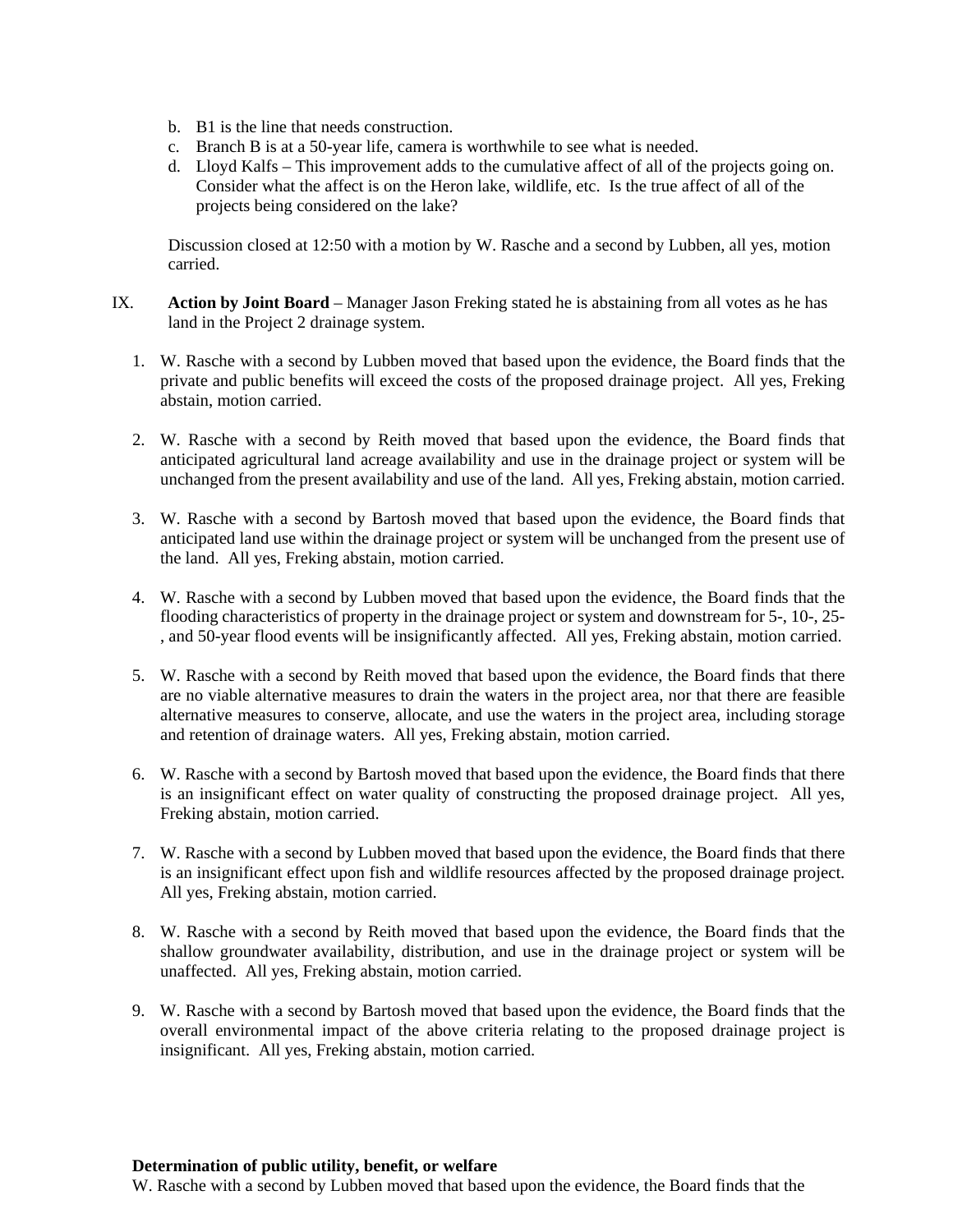b. B1 is the line that needs construction.
c. Branch B is at a 50-year life, camera is worthwhile to see what is needed.
d. Lloyd Kalfs – This improvement adds to the cumulative affect of all of the projects going on. Consider what the affect is on the Heron lake, wildlife, etc. Is the true affect of all of the projects being considered on the lake?

Discussion closed at 12:50 with a motion by W. Rasche and a second by Lubben, all yes, motion carried.

IX. **Action by Joint Board** – Manager Jason Freking stated he is abstaining from all votes as he has land in the Project 2 drainage system.

1. W. Rasche with a second by Lubben moved that based upon the evidence, the Board finds that the private and public benefits will exceed the costs of the proposed drainage project. All yes, Freking abstain, motion carried.

2. W. Rasche with a second by Reith moved that based upon the evidence, the Board finds that anticipated agricultural land acreage availability and use in the drainage project or system will be unchanged from the present availability and use of the land. All yes, Freking abstain, motion carried.

3. W. Rasche with a second by Bartosh moved that based upon the evidence, the Board finds that anticipated land use within the drainage project or system will be unchanged from the present use of the land. All yes, Freking abstain, motion carried.

4. W. Rasche with a second by Lubben moved that based upon the evidence, the Board finds that the flooding characteristics of property in the drainage project or system and downstream for 5-, 10-, 25-, and 50-year flood events will be insignificantly affected. All yes, Freking abstain, motion carried.

5. W. Rasche with a second by Reith moved that based upon the evidence, the Board finds that there are no viable alternative measures to drain the waters in the project area, nor that there are feasible alternative measures to conserve, allocate, and use the waters in the project area, including storage and retention of drainage waters. All yes, Freking abstain, motion carried.

6. W. Rasche with a second by Bartosh moved that based upon the evidence, the Board finds that there is an insignificant effect on water quality of constructing the proposed drainage project. All yes, Freking abstain, motion carried.

7. W. Rasche with a second by Lubben moved that based upon the evidence, the Board finds that there is an insignificant effect upon fish and wildlife resources affected by the proposed drainage project. All yes, Freking abstain, motion carried.

8. W. Rasche with a second by Reith moved that based upon the evidence, the Board finds that the shallow groundwater availability, distribution, and use in the drainage project or system will be unaffected. All yes, Freking abstain, motion carried.

9. W. Rasche with a second by Bartosh moved that based upon the evidence, the Board finds that the overall environmental impact of the above criteria relating to the proposed drainage project is insignificant. All yes, Freking abstain, motion carried.

**Determination of public utility, benefit, or welfare**

W. Rasche with a second by Lubben moved that based upon the evidence, the Board finds that the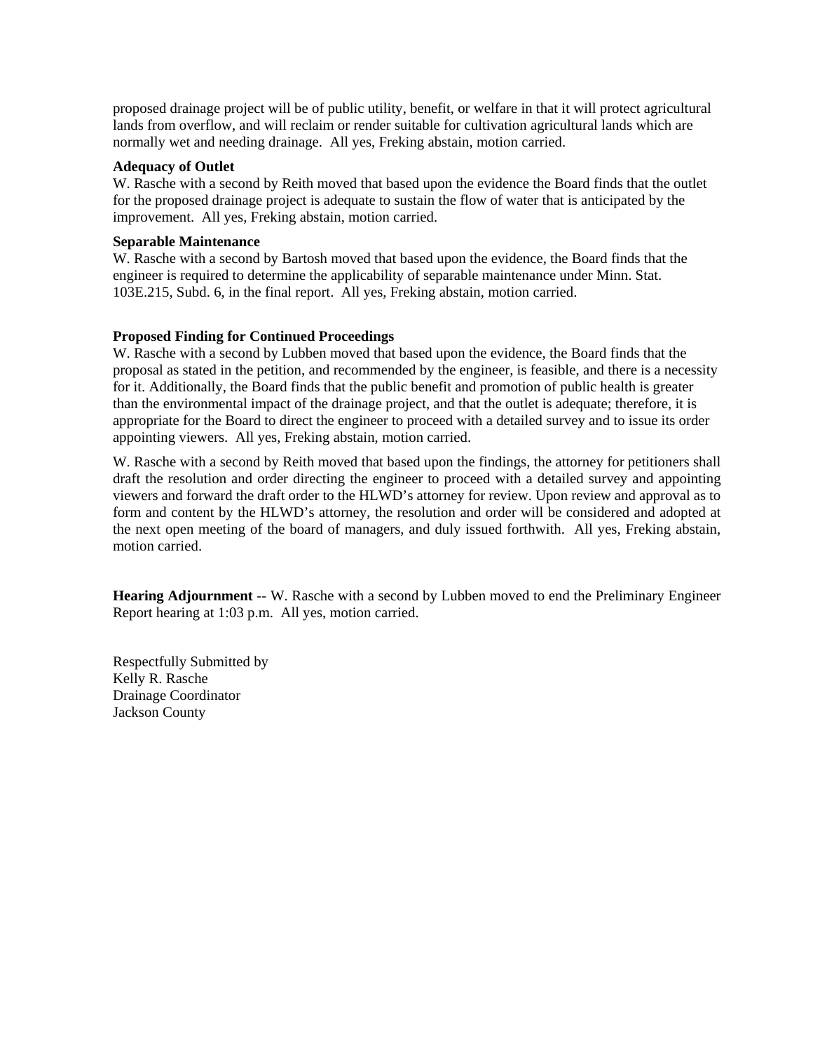proposed drainage project will be of public utility, benefit, or welfare in that it will protect agricultural lands from overflow, and will reclaim or render suitable for cultivation agricultural lands which are normally wet and needing drainage. All yes, Freking abstain, motion carried.

**Adequacy of Outlet**

W. Rasche with a second by Reith moved that based upon the evidence the Board finds that the outlet for the proposed drainage project is adequate to sustain the flow of water that is anticipated by the improvement. All yes, Freking abstain, motion carried.

**Separable Maintenance**

W. Rasche with a second by Bartosh moved that based upon the evidence, the Board finds that the engineer is required to determine the applicability of separable maintenance under Minn. Stat. 103E.215, Subd. 6, in the final report. All yes, Freking abstain, motion carried.

**Proposed Finding for Continued Proceedings**

W. Rasche with a second by Lubben moved that based upon the evidence, the Board finds that the proposal as stated in the petition, and recommended by the engineer, is feasible, and there is a necessity for it. Additionally, the Board finds that the public benefit and promotion of public health is greater than the environmental impact of the drainage project, and that the outlet is adequate; therefore, it is appropriate for the Board to direct the engineer to proceed with a detailed survey and to issue its order appointing viewers. All yes, Freking abstain, motion carried.

W. Rasche with a second by Reith moved that based upon the findings, the attorney for petitioners shall draft the resolution and order directing the engineer to proceed with a detailed survey and appointing viewers and forward the draft order to the HLWD's attorney for review. Upon review and approval as to form and content by the HLWD's attorney, the resolution and order will be considered and adopted at the next open meeting of the board of managers, and duly issued forthwith. All yes, Freking abstain, motion carried.

**Hearing Adjournment** -- W. Rasche with a second by Lubben moved to end the Preliminary Engineer Report hearing at 1:03 p.m. All yes, motion carried.

Respectfully Submitted by
Kelly R. Rasche
Drainage Coordinator
Jackson County